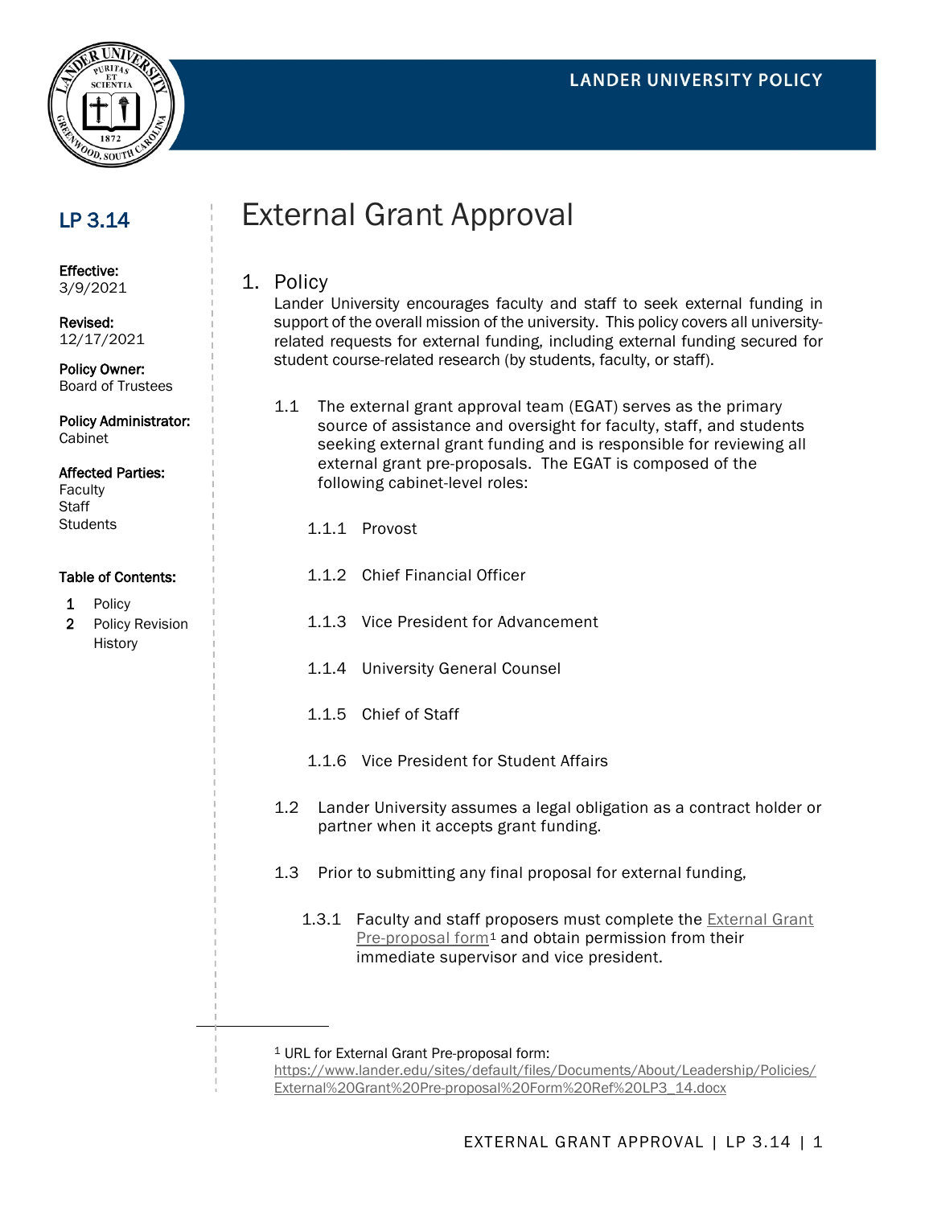**LANDER UNIVERSITY POLICY**

## LP 3.14

**Effective:**
3/9/2021

**Revised:**
12/17/2021

**Policy Owner:**
Board of Trustees

**Policy Administrator:**
Cabinet

**Affected Parties:**
Faculty
Staff
Students

**Table of Contents:**

1. Policy
2. Policy Revision History

# External Grant Approval

## 1. Policy

Lander University encourages faculty and staff to seek external funding in support of the overall mission of the university. This policy covers all university-related requests for external funding, including external funding secured for student course-related research (by students, faculty, or staff).

1.1 The external grant approval team (EGAT) serves as the primary source of assistance and oversight for faculty, staff, and students seeking external grant funding and is responsible for reviewing all external grant pre-proposals. The EGAT is composed of the following cabinet-level roles:

1.1.1 Provost

1.1.2 Chief Financial Officer

1.1.3 Vice President for Advancement

1.1.4 University General Counsel

1.1.5 Chief of Staff

1.1.6 Vice President for Student Affairs

1.2 Lander University assumes a legal obligation as a contract holder or partner when it accepts grant funding.

1.3 Prior to submitting any final proposal for external funding,

1.3.1 Faculty and staff proposers must complete the External Grant Pre-proposal form[1] and obtain permission from their immediate supervisor and vice president.

---

[1] URL for External Grant Pre-proposal form: https://www.lander.edu/sites/default/files/Documents/About/Leadership/Policies/External%20Grant%20Pre-proposal%20Form%20Ref%20LP3_14.docx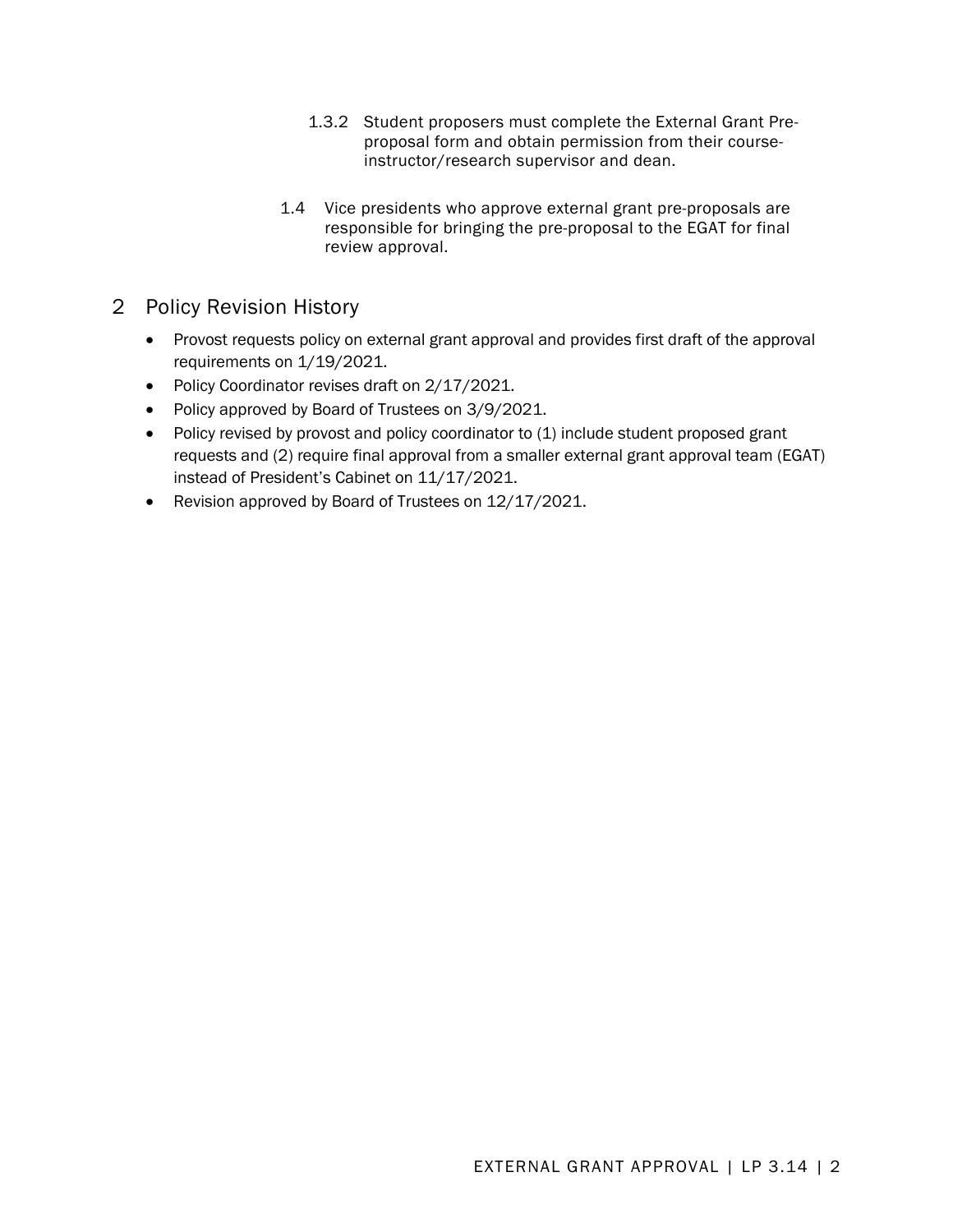1.3.2 Student proposers must complete the External Grant Pre-proposal form and obtain permission from their course-instructor/research supervisor and dean.

1.4 Vice presidents who approve external grant pre-proposals are responsible for bringing the pre-proposal to the EGAT for final review approval.

## 2 Policy Revision History

- Provost requests policy on external grant approval and provides first draft of the approval requirements on 1/19/2021.
- Policy Coordinator revises draft on 2/17/2021.
- Policy approved by Board of Trustees on 3/9/2021.
- Policy revised by provost and policy coordinator to (1) include student proposed grant requests and (2) require final approval from a smaller external grant approval team (EGAT) instead of President's Cabinet on 11/17/2021.
- Revision approved by Board of Trustees on 12/17/2021.